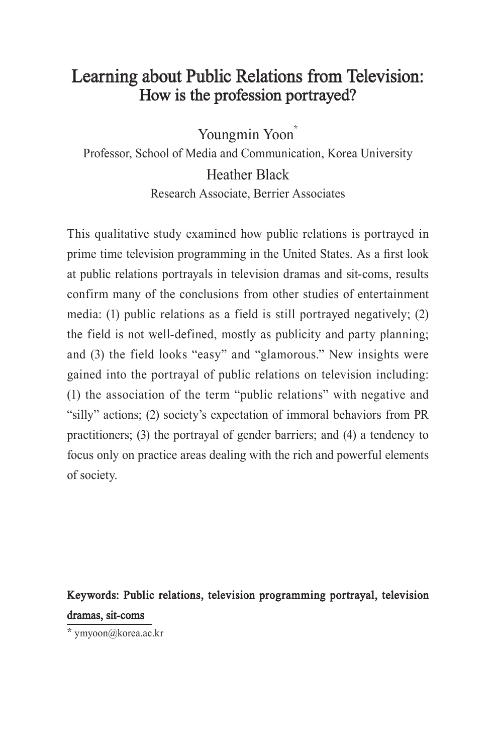# Learning about Public Relations from Television:
## How is the profession portrayed?

Youngmin Yoon*

Professor, School of Media and Communication, Korea University

Heather Black

Research Associate, Berrier Associates

This qualitative study examined how public relations is portrayed in prime time television programming in the United States. As a first look at public relations portrayals in television dramas and sit-coms, results confirm many of the conclusions from other studies of entertainment media: (1) public relations as a field is still portrayed negatively; (2) the field is not well-defined, mostly as publicity and party planning; and (3) the field looks "easy" and "glamorous." New insights were gained into the portrayal of public relations on television including: (1) the association of the term "public relations" with negative and "silly" actions; (2) society's expectation of immoral behaviors from PR practitioners; (3) the portrayal of gender barriers; and (4) a tendency to focus only on practice areas dealing with the rich and powerful elements of society.

**Keywords: Public relations, television programming portrayal, television dramas, sit-coms**

* ymyoon@korea.ac.kr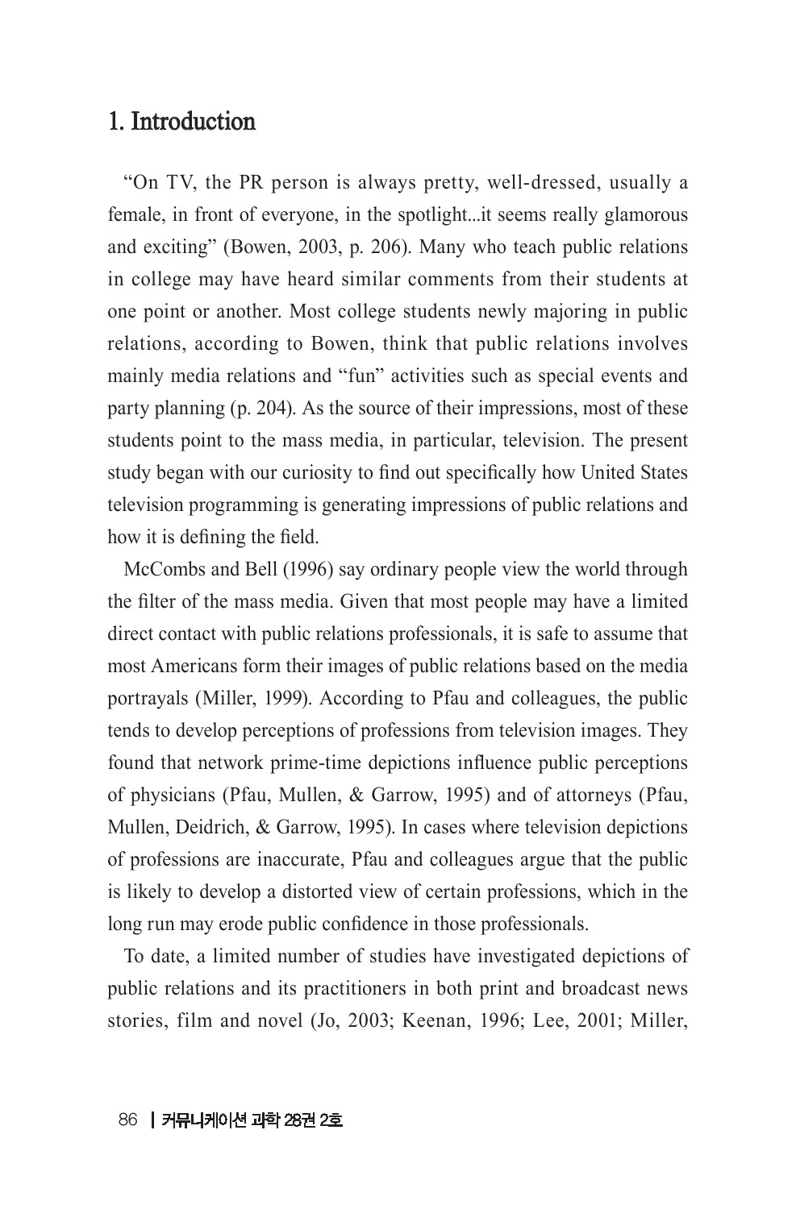## 1. Introduction

"On TV, the PR person is always pretty, well-dressed, usually a female, in front of everyone, in the spotlight...it seems really glamorous and exciting" (Bowen, 2003, p. 206). Many who teach public relations in college may have heard similar comments from their students at one point or another. Most college students newly majoring in public relations, according to Bowen, think that public relations involves mainly media relations and "fun" activities such as special events and party planning (p. 204). As the source of their impressions, most of these students point to the mass media, in particular, television. The present study began with our curiosity to find out specifically how United States television programming is generating impressions of public relations and how it is defining the field.

McCombs and Bell (1996) say ordinary people view the world through the filter of the mass media. Given that most people may have a limited direct contact with public relations professionals, it is safe to assume that most Americans form their images of public relations based on the media portrayals (Miller, 1999). According to Pfau and colleagues, the public tends to develop perceptions of professions from television images. They found that network prime-time depictions influence public perceptions of physicians (Pfau, Mullen, & Garrow, 1995) and of attorneys (Pfau, Mullen, Deidrich, & Garrow, 1995). In cases where television depictions of professions are inaccurate, Pfau and colleagues argue that the public is likely to develop a distorted view of certain professions, which in the long run may erode public confidence in those professionals.

To date, a limited number of studies have investigated depictions of public relations and its practitioners in both print and broadcast news stories, film and novel (Jo, 2003; Keenan, 1996; Lee, 2001; Miller,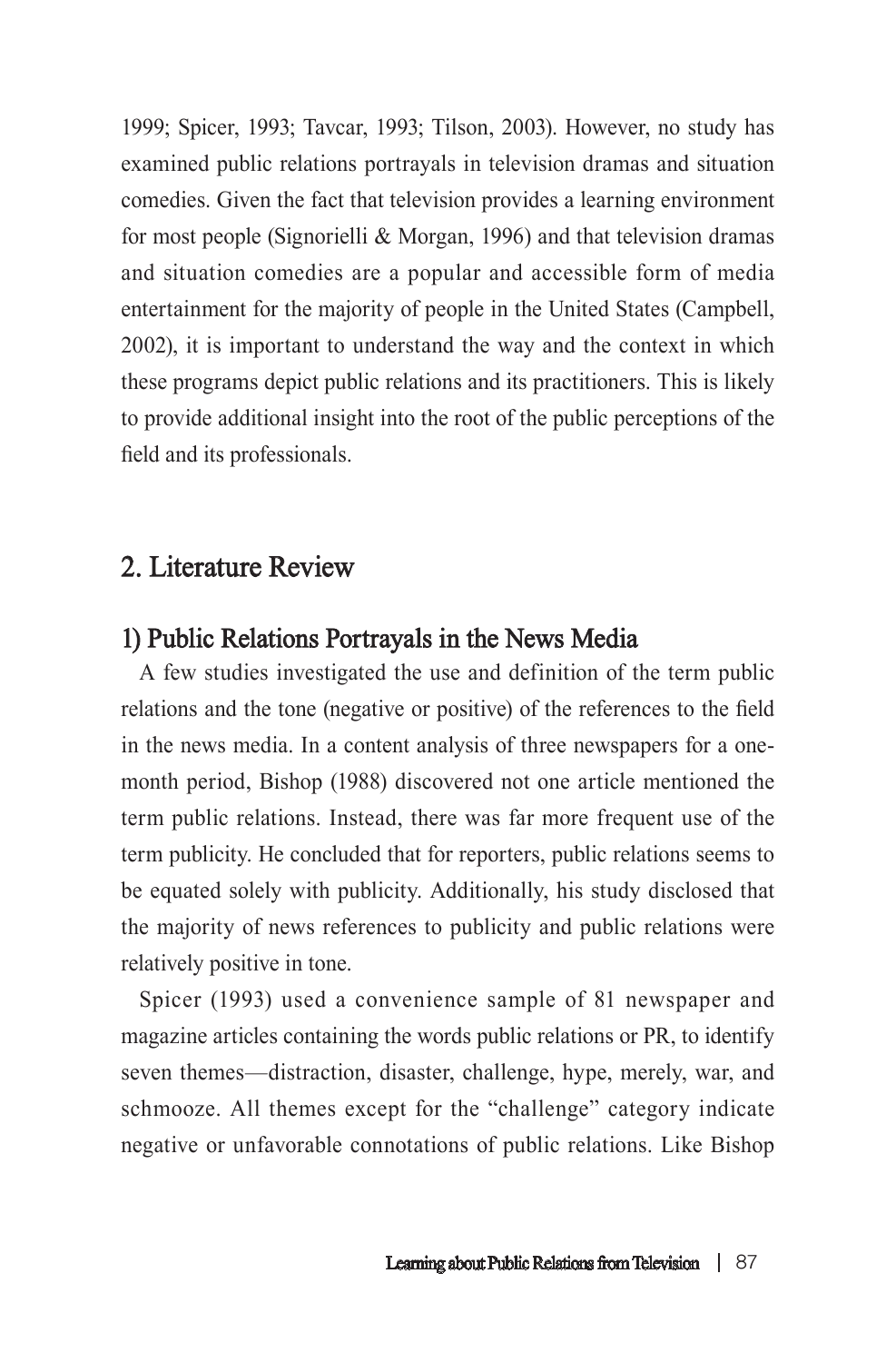1999; Spicer, 1993; Tavcar, 1993; Tilson, 2003). However, no study has examined public relations portrayals in television dramas and situation comedies. Given the fact that television provides a learning environment for most people (Signorielli & Morgan, 1996) and that television dramas and situation comedies are a popular and accessible form of media entertainment for the majority of people in the United States (Campbell, 2002), it is important to understand the way and the context in which these programs depict public relations and its practitioners. This is likely to provide additional insight into the root of the public perceptions of the field and its professionals.

## 2. Literature Review

### 1) Public Relations Portrayals in the News Media

A few studies investigated the use and definition of the term public relations and the tone (negative or positive) of the references to the field in the news media. In a content analysis of three newspapers for a one-month period, Bishop (1988) discovered not one article mentioned the term public relations. Instead, there was far more frequent use of the term publicity. He concluded that for reporters, public relations seems to be equated solely with publicity. Additionally, his study disclosed that the majority of news references to publicity and public relations were relatively positive in tone.

Spicer (1993) used a convenience sample of 81 newspaper and magazine articles containing the words public relations or PR, to identify seven themes—distraction, disaster, challenge, hype, merely, war, and schmooze. All themes except for the "challenge" category indicate negative or unfavorable connotations of public relations. Like Bishop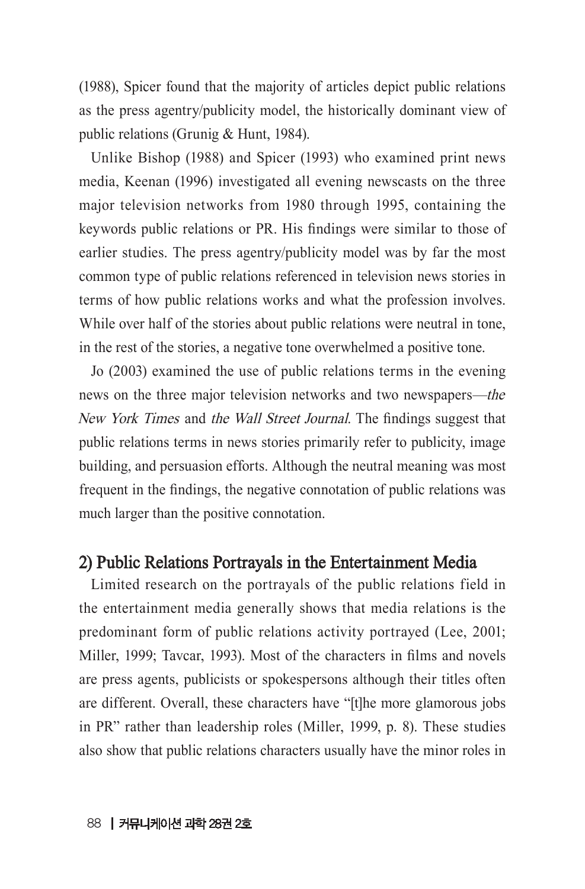(1988), Spicer found that the majority of articles depict public relations as the press agentry/publicity model, the historically dominant view of public relations (Grunig & Hunt, 1984).

Unlike Bishop (1988) and Spicer (1993) who examined print news media, Keenan (1996) investigated all evening newscasts on the three major television networks from 1980 through 1995, containing the keywords public relations or PR. His findings were similar to those of earlier studies. The press agentry/publicity model was by far the most common type of public relations referenced in television news stories in terms of how public relations works and what the profession involves. While over half of the stories about public relations were neutral in tone, in the rest of the stories, a negative tone overwhelmed a positive tone.

Jo (2003) examined the use of public relations terms in the evening news on the three major television networks and two newspapers—*the New York Times* and *the Wall Street Journal*. The findings suggest that public relations terms in news stories primarily refer to publicity, image building, and persuasion efforts. Although the neutral meaning was most frequent in the findings, the negative connotation of public relations was much larger than the positive connotation.

### 2) Public Relations Portrayals in the Entertainment Media

Limited research on the portrayals of the public relations field in the entertainment media generally shows that media relations is the predominant form of public relations activity portrayed (Lee, 2001; Miller, 1999; Tavcar, 1993). Most of the characters in films and novels are press agents, publicists or spokespersons although their titles often are different. Overall, these characters have "[t]he more glamorous jobs in PR" rather than leadership roles (Miller, 1999, p. 8). These studies also show that public relations characters usually have the minor roles in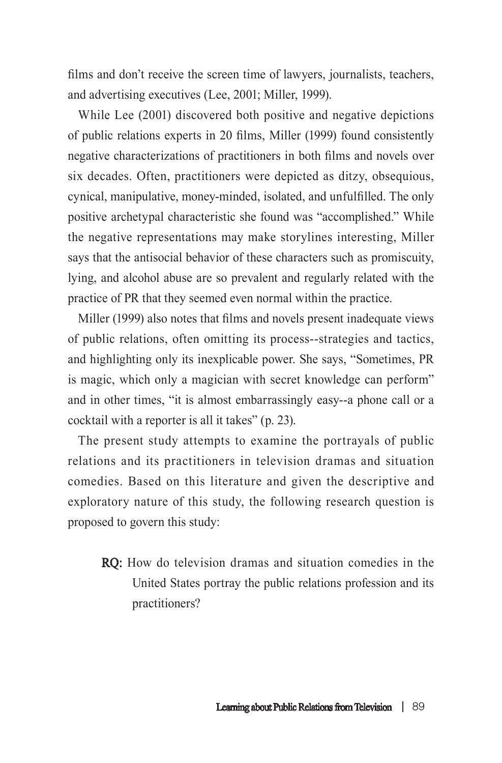films and don't receive the screen time of lawyers, journalists, teachers, and advertising executives (Lee, 2001; Miller, 1999).

While Lee (2001) discovered both positive and negative depictions of public relations experts in 20 films, Miller (1999) found consistently negative characterizations of practitioners in both films and novels over six decades. Often, practitioners were depicted as ditzy, obsequious, cynical, manipulative, money-minded, isolated, and unfulfilled. The only positive archetypal characteristic she found was "accomplished." While the negative representations may make storylines interesting, Miller says that the antisocial behavior of these characters such as promiscuity, lying, and alcohol abuse are so prevalent and regularly related with the practice of PR that they seemed even normal within the practice.

Miller (1999) also notes that films and novels present inadequate views of public relations, often omitting its process--strategies and tactics, and highlighting only its inexplicable power. She says, "Sometimes, PR is magic, which only a magician with secret knowledge can perform" and in other times, "it is almost embarrassingly easy--a phone call or a cocktail with a reporter is all it takes" (p. 23).

The present study attempts to examine the portrayals of public relations and its practitioners in television dramas and situation comedies. Based on this literature and given the descriptive and exploratory nature of this study, the following research question is proposed to govern this study:

> **RQ:** How do television dramas and situation comedies in the United States portray the public relations profession and its practitioners?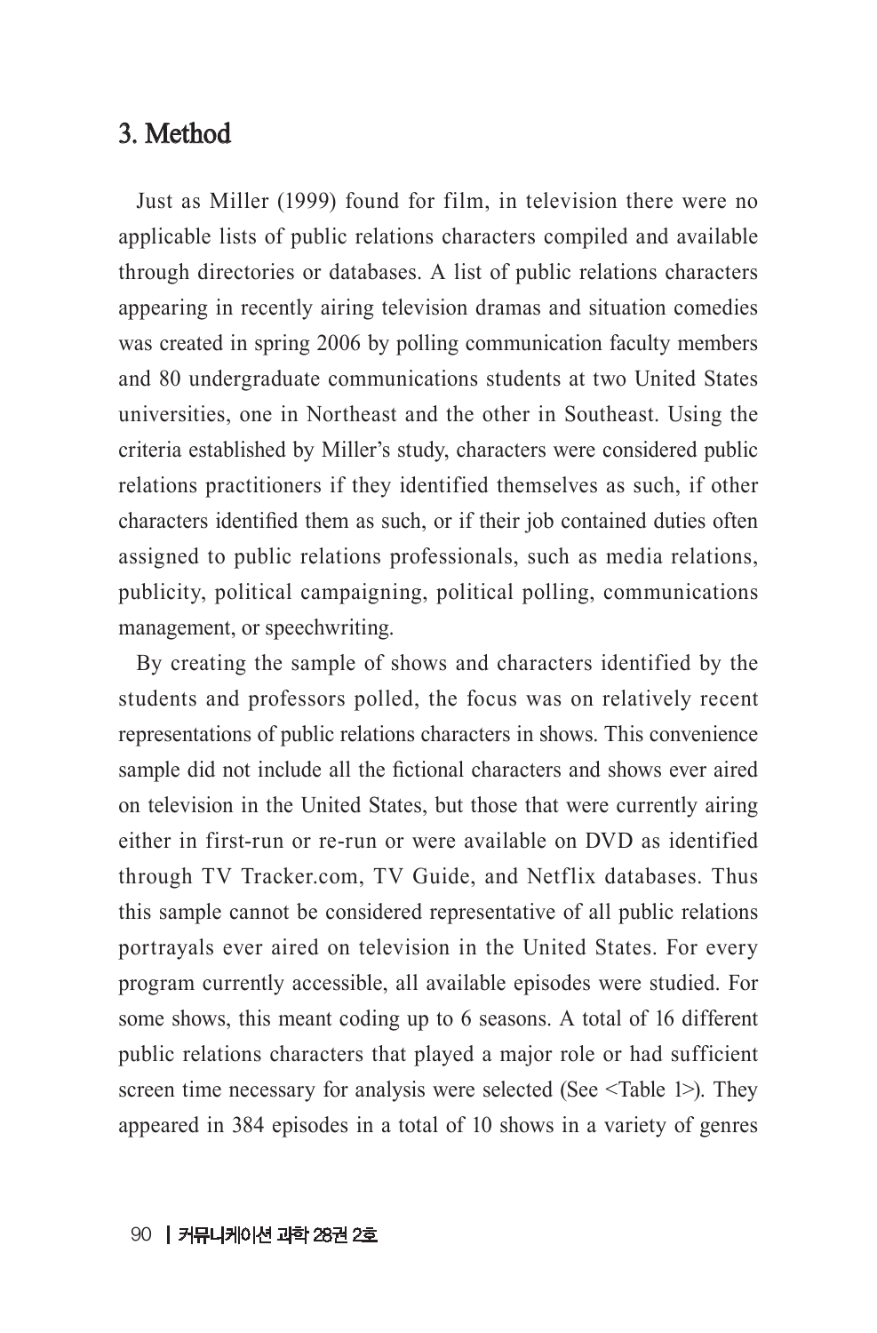## 3. Method

Just as Miller (1999) found for film, in television there were no applicable lists of public relations characters compiled and available through directories or databases. A list of public relations characters appearing in recently airing television dramas and situation comedies was created in spring 2006 by polling communication faculty members and 80 undergraduate communications students at two United States universities, one in Northeast and the other in Southeast. Using the criteria established by Miller's study, characters were considered public relations practitioners if they identified themselves as such, if other characters identified them as such, or if their job contained duties often assigned to public relations professionals, such as media relations, publicity, political campaigning, political polling, communications management, or speechwriting.

By creating the sample of shows and characters identified by the students and professors polled, the focus was on relatively recent representations of public relations characters in shows. This convenience sample did not include all the fictional characters and shows ever aired on television in the United States, but those that were currently airing either in first-run or re-run or were available on DVD as identified through TV Tracker.com, TV Guide, and Netflix databases. Thus this sample cannot be considered representative of all public relations portrayals ever aired on television in the United States. For every program currently accessible, all available episodes were studied. For some shows, this meant coding up to 6 seasons. A total of 16 different public relations characters that played a major role or had sufficient screen time necessary for analysis were selected (See <Table 1>). They appeared in 384 episodes in a total of 10 shows in a variety of genres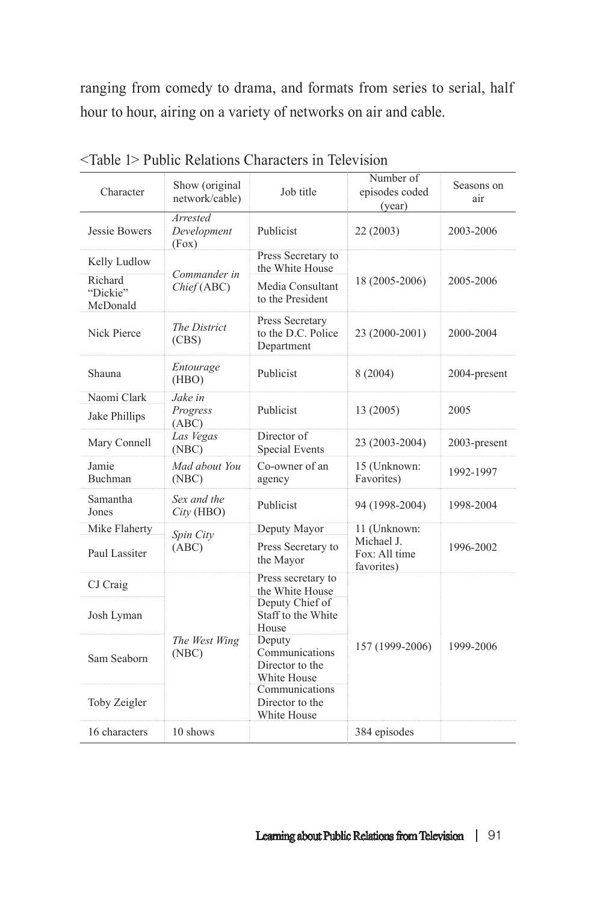ranging from comedy to drama, and formats from series to serial, half hour to hour, airing on a variety of networks on air and cable.

<Table 1> Public Relations Characters in Television

| Character | Show (original network/cable) | Job title | Number of episodes coded (year) | Seasons on air |
|---|---|---|---|---|
| Jessie Bowers | *Arrested Development* (Fox) | Publicist | 22 (2003) | 2003-2006 |
| Kelly Ludlow | *Commander in Chief* (ABC) | Press Secretary to the White House | 18 (2005-2006) | 2005-2006 |
| Richard "Dickie" McDonald | | Media Consultant to the President | | |
| Nick Pierce | *The District* (CBS) | Press Secretary to the D.C. Police Department | 23 (2000-2001) | 2000-2004 |
| Shauna | *Entourage* (HBO) | Publicist | 8 (2004) | 2004-present |
| Naomi Clark | *Jake in Progress* (ABC) | Publicist | 13 (2005) | 2005 |
| Jake Phillips | | | | |
| Mary Connell | *Las Vegas* (NBC) | Director of Special Events | 23 (2003-2004) | 2003-present |
| Jamie Buchman | *Mad about You* (NBC) | Co-owner of an agency | 15 (Unknown: Favorites) | 1992-1997 |
| Samantha Jones | *Sex and the City* (HBO) | Publicist | 94 (1998-2004) | 1998-2004 |
| Mike Flaherty | *Spin City* (ABC) | Deputy Mayor | 11 (Unknown: Michael J. Fox: All time favorites) | 1996-2002 |
| Paul Lassiter | | Press Secretary to the Mayor | | |
| CJ Craig | *The West Wing* (NBC) | Press secretary to the White House | 157 (1999-2006) | 1999-2006 |
| Josh Lyman | | Deputy Chief of Staff to the White House | | |
| Sam Seaborn | | Deputy Communications Director to the White House | | |
| Toby Zeigler | | Communications Director to the White House | | |
| 16 characters | 10 shows | | 384 episodes | |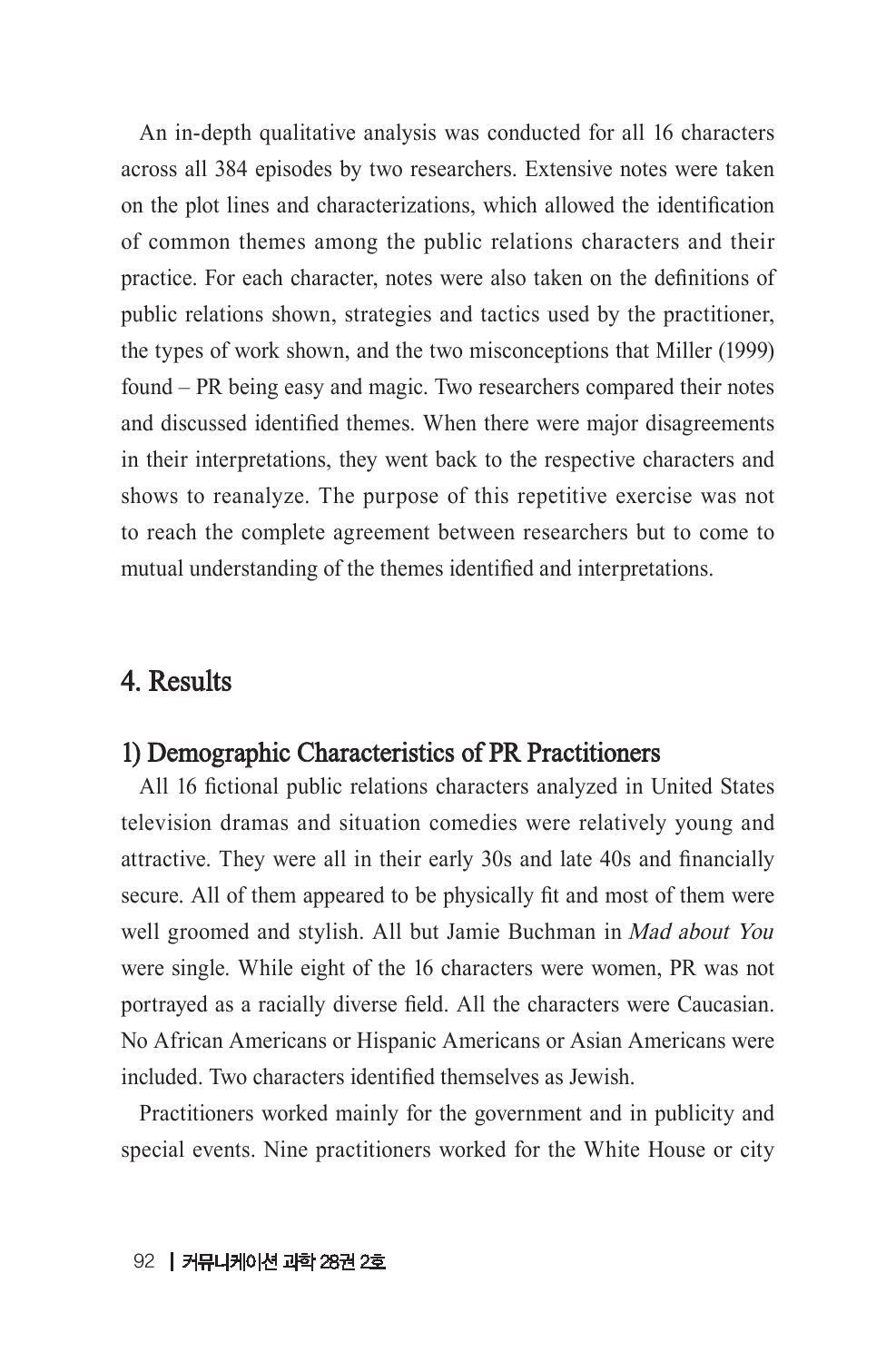An in-depth qualitative analysis was conducted for all 16 characters across all 384 episodes by two researchers. Extensive notes were taken on the plot lines and characterizations, which allowed the identification of common themes among the public relations characters and their practice. For each character, notes were also taken on the definitions of public relations shown, strategies and tactics used by the practitioner, the types of work shown, and the two misconceptions that Miller (1999) found – PR being easy and magic. Two researchers compared their notes and discussed identified themes. When there were major disagreements in their interpretations, they went back to the respective characters and shows to reanalyze. The purpose of this repetitive exercise was not to reach the complete agreement between researchers but to come to mutual understanding of the themes identified and interpretations.

## 4. Results

### 1) Demographic Characteristics of PR Practitioners

All 16 fictional public relations characters analyzed in United States television dramas and situation comedies were relatively young and attractive. They were all in their early 30s and late 40s and financially secure. All of them appeared to be physically fit and most of them were well groomed and stylish. All but Jamie Buchman in *Mad about You* were single. While eight of the 16 characters were women, PR was not portrayed as a racially diverse field. All the characters were Caucasian. No African Americans or Hispanic Americans or Asian Americans were included. Two characters identified themselves as Jewish.

Practitioners worked mainly for the government and in publicity and special events. Nine practitioners worked for the White House or city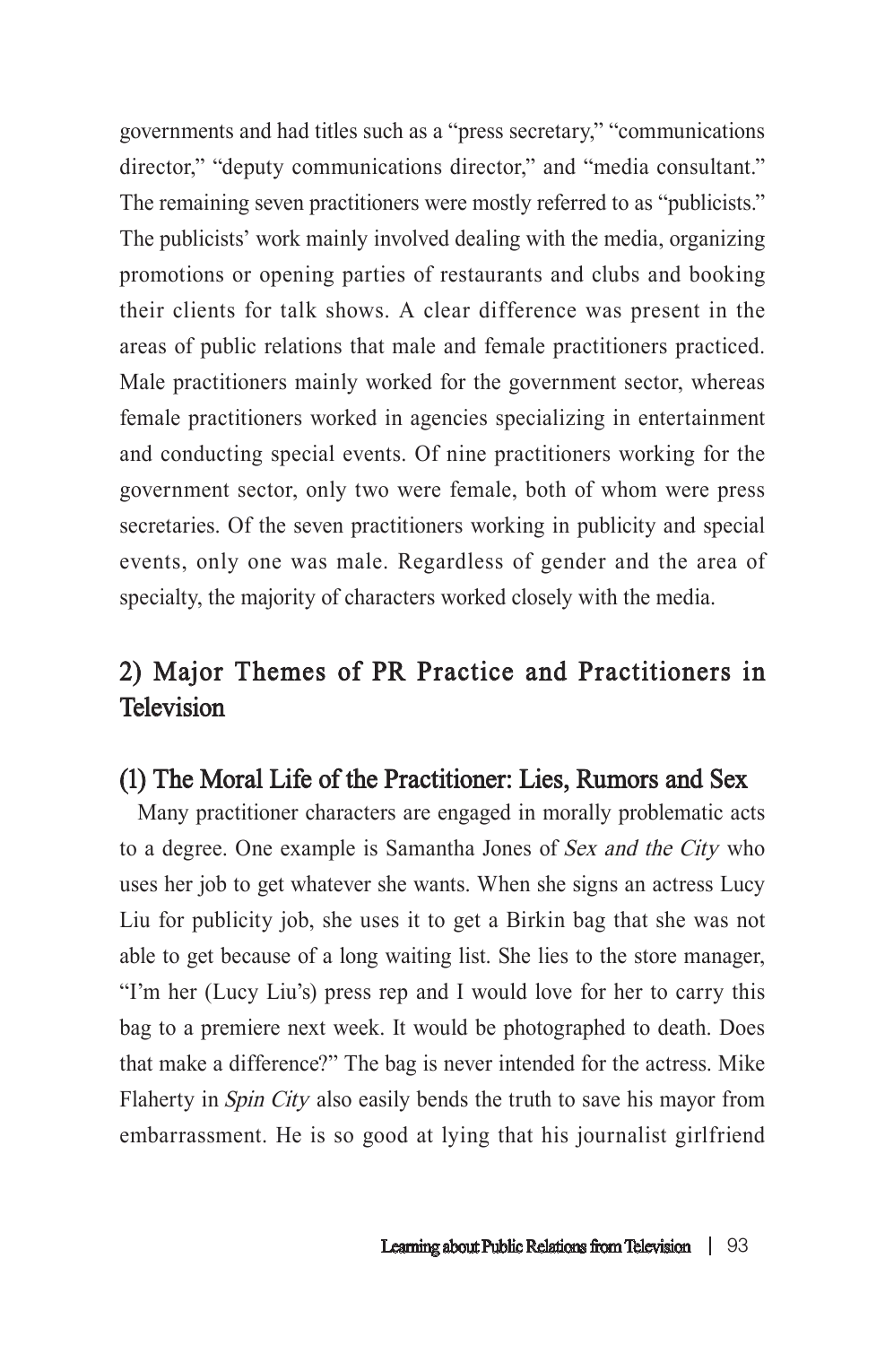governments and had titles such as a "press secretary," "communications director," "deputy communications director," and "media consultant." The remaining seven practitioners were mostly referred to as "publicists." The publicists' work mainly involved dealing with the media, organizing promotions or opening parties of restaurants and clubs and booking their clients for talk shows. A clear difference was present in the areas of public relations that male and female practitioners practiced. Male practitioners mainly worked for the government sector, whereas female practitioners worked in agencies specializing in entertainment and conducting special events. Of nine practitioners working for the government sector, only two were female, both of whom were press secretaries. Of the seven practitioners working in publicity and special events, only one was male. Regardless of gender and the area of specialty, the majority of characters worked closely with the media.

## 2) Major Themes of PR Practice and Practitioners in Television

### (1) The Moral Life of the Practitioner: Lies, Rumors and Sex

Many practitioner characters are engaged in morally problematic acts to a degree. One example is Samantha Jones of *Sex and the City* who uses her job to get whatever she wants. When she signs an actress Lucy Liu for publicity job, she uses it to get a Birkin bag that she was not able to get because of a long waiting list. She lies to the store manager, "I'm her (Lucy Liu's) press rep and I would love for her to carry this bag to a premiere next week. It would be photographed to death. Does that make a difference?" The bag is never intended for the actress. Mike Flaherty in *Spin City* also easily bends the truth to save his mayor from embarrassment. He is so good at lying that his journalist girlfriend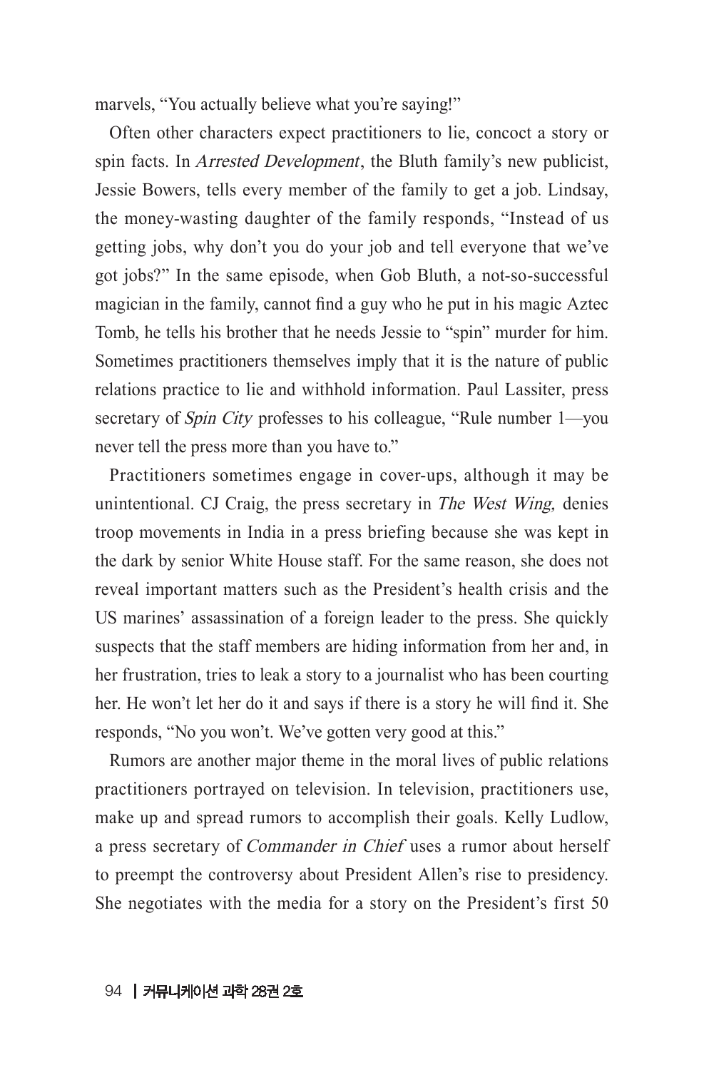marvels, "You actually believe what you're saying!"

Often other characters expect practitioners to lie, concoct a story or spin facts. In *Arrested Development*, the Bluth family's new publicist, Jessie Bowers, tells every member of the family to get a job. Lindsay, the money-wasting daughter of the family responds, "Instead of us getting jobs, why don't you do your job and tell everyone that we've got jobs?" In the same episode, when Gob Bluth, a not-so-successful magician in the family, cannot find a guy who he put in his magic Aztec Tomb, he tells his brother that he needs Jessie to "spin" murder for him. Sometimes practitioners themselves imply that it is the nature of public relations practice to lie and withhold information. Paul Lassiter, press secretary of *Spin City* professes to his colleague, "Rule number 1—you never tell the press more than you have to."

Practitioners sometimes engage in cover-ups, although it may be unintentional. CJ Craig, the press secretary in *The West Wing,* denies troop movements in India in a press briefing because she was kept in the dark by senior White House staff. For the same reason, she does not reveal important matters such as the President's health crisis and the US marines' assassination of a foreign leader to the press. She quickly suspects that the staff members are hiding information from her and, in her frustration, tries to leak a story to a journalist who has been courting her. He won't let her do it and says if there is a story he will find it. She responds, "No you won't. We've gotten very good at this."

Rumors are another major theme in the moral lives of public relations practitioners portrayed on television. In television, practitioners use, make up and spread rumors to accomplish their goals. Kelly Ludlow, a press secretary of *Commander in Chief* uses a rumor about herself to preempt the controversy about President Allen's rise to presidency. She negotiates with the media for a story on the President's first 50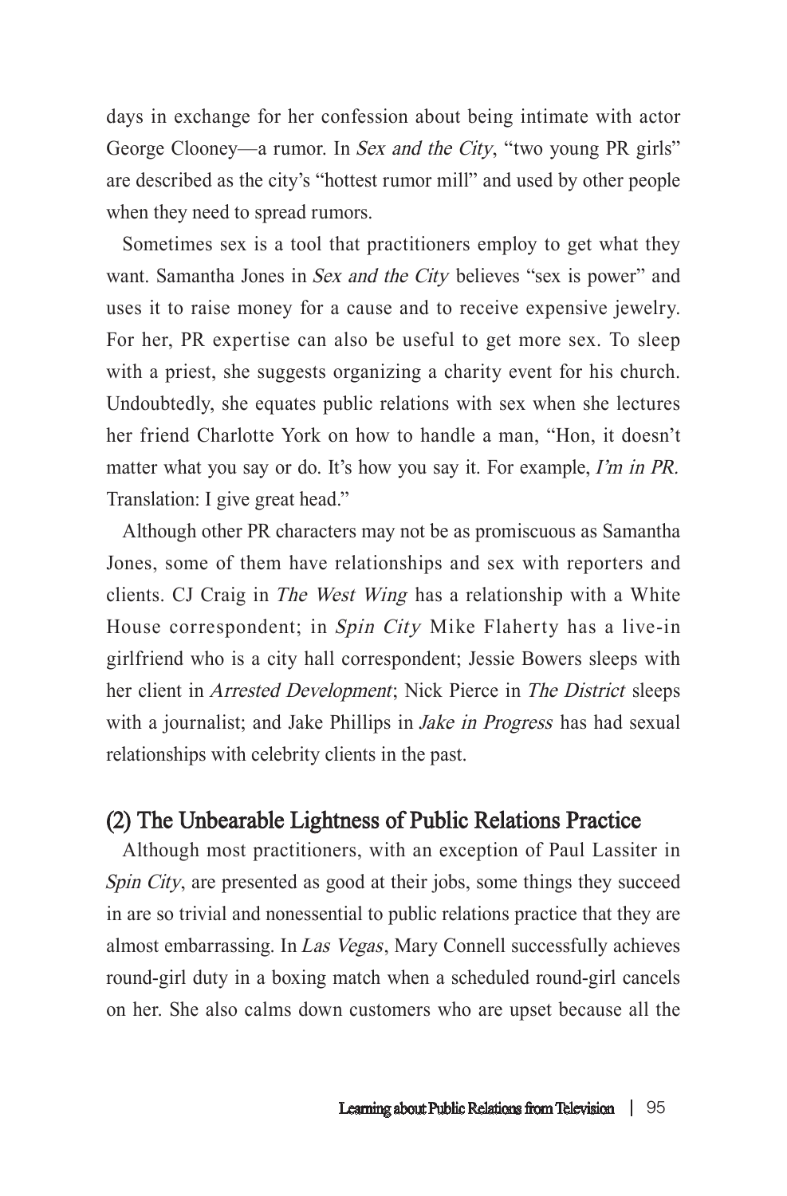days in exchange for her confession about being intimate with actor George Clooney—a rumor. In *Sex and the City*, "two young PR girls" are described as the city's "hottest rumor mill" and used by other people when they need to spread rumors.

Sometimes sex is a tool that practitioners employ to get what they want. Samantha Jones in *Sex and the City* believes "sex is power" and uses it to raise money for a cause and to receive expensive jewelry. For her, PR expertise can also be useful to get more sex. To sleep with a priest, she suggests organizing a charity event for his church. Undoubtedly, she equates public relations with sex when she lectures her friend Charlotte York on how to handle a man, "Hon, it doesn't matter what you say or do. It's how you say it. For example, *I'm in PR.* Translation: I give great head."

Although other PR characters may not be as promiscuous as Samantha Jones, some of them have relationships and sex with reporters and clients. CJ Craig in *The West Wing* has a relationship with a White House correspondent; in *Spin City* Mike Flaherty has a live-in girlfriend who is a city hall correspondent; Jessie Bowers sleeps with her client in *Arrested Development*; Nick Pierce in *The District* sleeps with a journalist; and Jake Phillips in *Jake in Progress* has had sexual relationships with celebrity clients in the past.

### (2) The Unbearable Lightness of Public Relations Practice

Although most practitioners, with an exception of Paul Lassiter in *Spin City*, are presented as good at their jobs, some things they succeed in are so trivial and nonessential to public relations practice that they are almost embarrassing. In *Las Vegas*, Mary Connell successfully achieves round-girl duty in a boxing match when a scheduled round-girl cancels on her. She also calms down customers who are upset because all the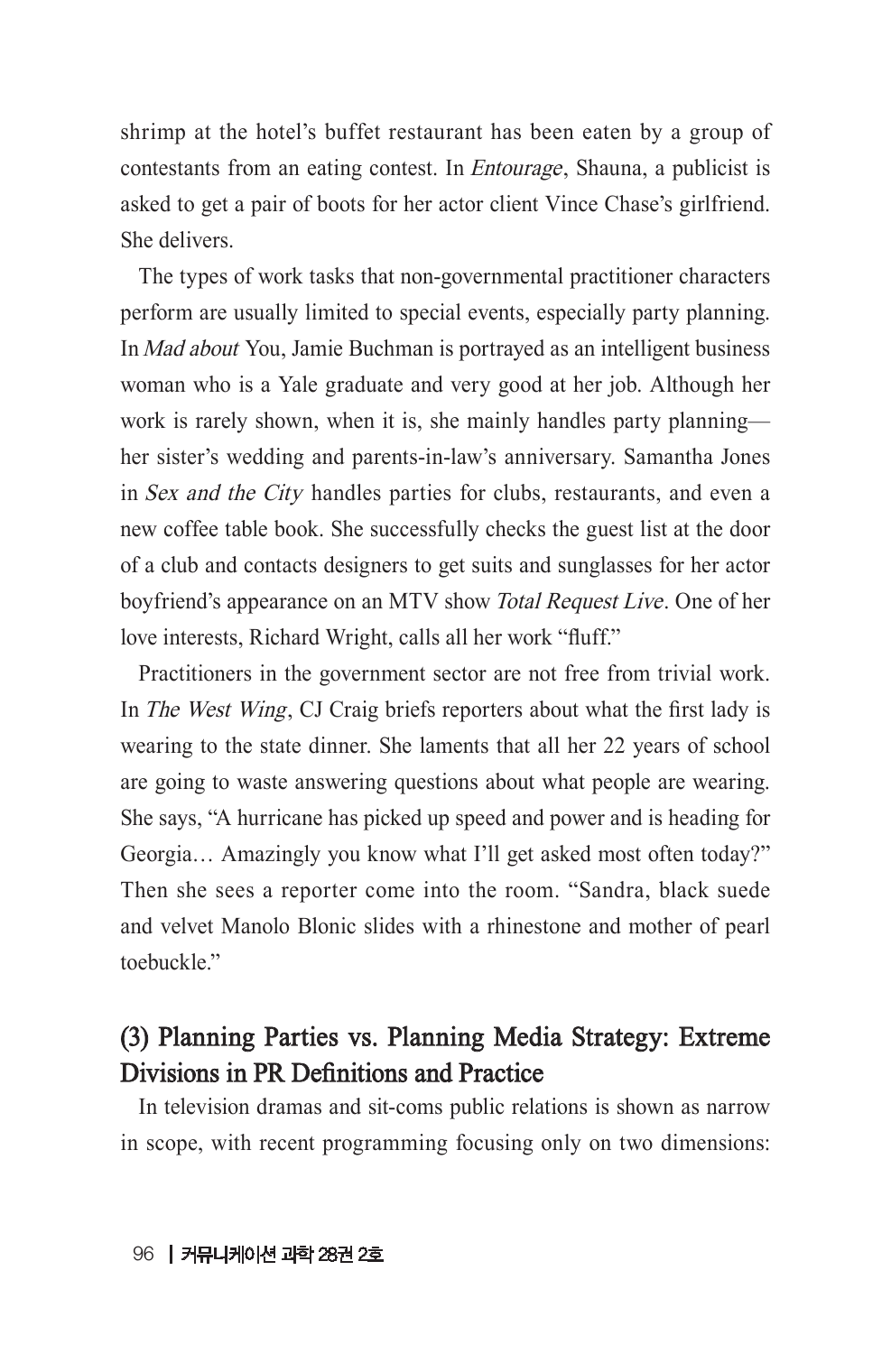shrimp at the hotel's buffet restaurant has been eaten by a group of contestants from an eating contest. In *Entourage*, Shauna, a publicist is asked to get a pair of boots for her actor client Vince Chase's girlfriend. She delivers.

The types of work tasks that non-governmental practitioner characters perform are usually limited to special events, especially party planning. In *Mad about* You, Jamie Buchman is portrayed as an intelligent business woman who is a Yale graduate and very good at her job. Although her work is rarely shown, when it is, she mainly handles party planning—her sister's wedding and parents-in-law's anniversary. Samantha Jones in *Sex and the City* handles parties for clubs, restaurants, and even a new coffee table book. She successfully checks the guest list at the door of a club and contacts designers to get suits and sunglasses for her actor boyfriend's appearance on an MTV show *Total Request Live*. One of her love interests, Richard Wright, calls all her work "fluff."

Practitioners in the government sector are not free from trivial work. In *The West Wing*, CJ Craig briefs reporters about what the first lady is wearing to the state dinner. She laments that all her 22 years of school are going to waste answering questions about what people are wearing. She says, "A hurricane has picked up speed and power and is heading for Georgia… Amazingly you know what I'll get asked most often today?" Then she sees a reporter come into the room. "Sandra, black suede and velvet Manolo Blonic slides with a rhinestone and mother of pearl toebuckle."

### (3) Planning Parties vs. Planning Media Strategy: Extreme Divisions in PR Definitions and Practice

In television dramas and sit-coms public relations is shown as narrow in scope, with recent programming focusing only on two dimensions: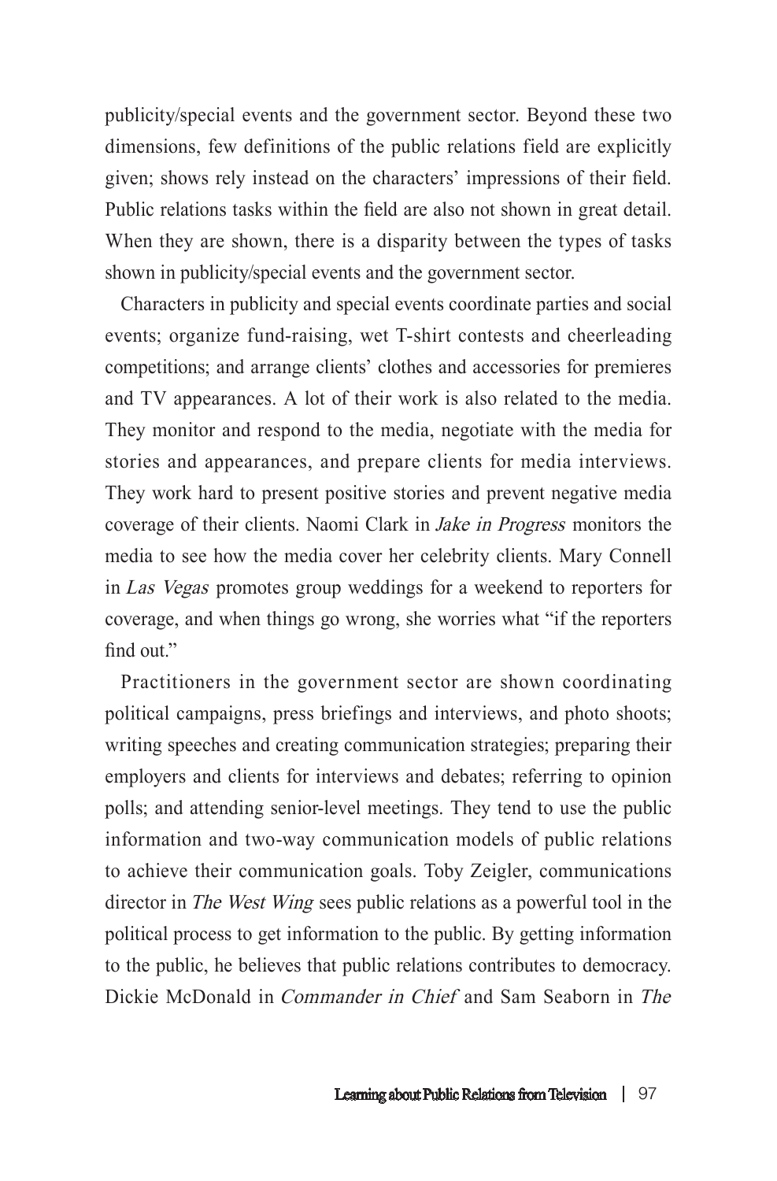publicity/special events and the government sector. Beyond these two dimensions, few definitions of the public relations field are explicitly given; shows rely instead on the characters' impressions of their field. Public relations tasks within the field are also not shown in great detail. When they are shown, there is a disparity between the types of tasks shown in publicity/special events and the government sector.

Characters in publicity and special events coordinate parties and social events; organize fund-raising, wet T-shirt contests and cheerleading competitions; and arrange clients' clothes and accessories for premieres and TV appearances. A lot of their work is also related to the media. They monitor and respond to the media, negotiate with the media for stories and appearances, and prepare clients for media interviews. They work hard to present positive stories and prevent negative media coverage of their clients. Naomi Clark in *Jake in Progress* monitors the media to see how the media cover her celebrity clients. Mary Connell in *Las Vegas* promotes group weddings for a weekend to reporters for coverage, and when things go wrong, she worries what "if the reporters find out."

Practitioners in the government sector are shown coordinating political campaigns, press briefings and interviews, and photo shoots; writing speeches and creating communication strategies; preparing their employers and clients for interviews and debates; referring to opinion polls; and attending senior-level meetings. They tend to use the public information and two-way communication models of public relations to achieve their communication goals. Toby Zeigler, communications director in *The West Wing* sees public relations as a powerful tool in the political process to get information to the public. By getting information to the public, he believes that public relations contributes to democracy. Dickie McDonald in *Commander in Chief* and Sam Seaborn in *The*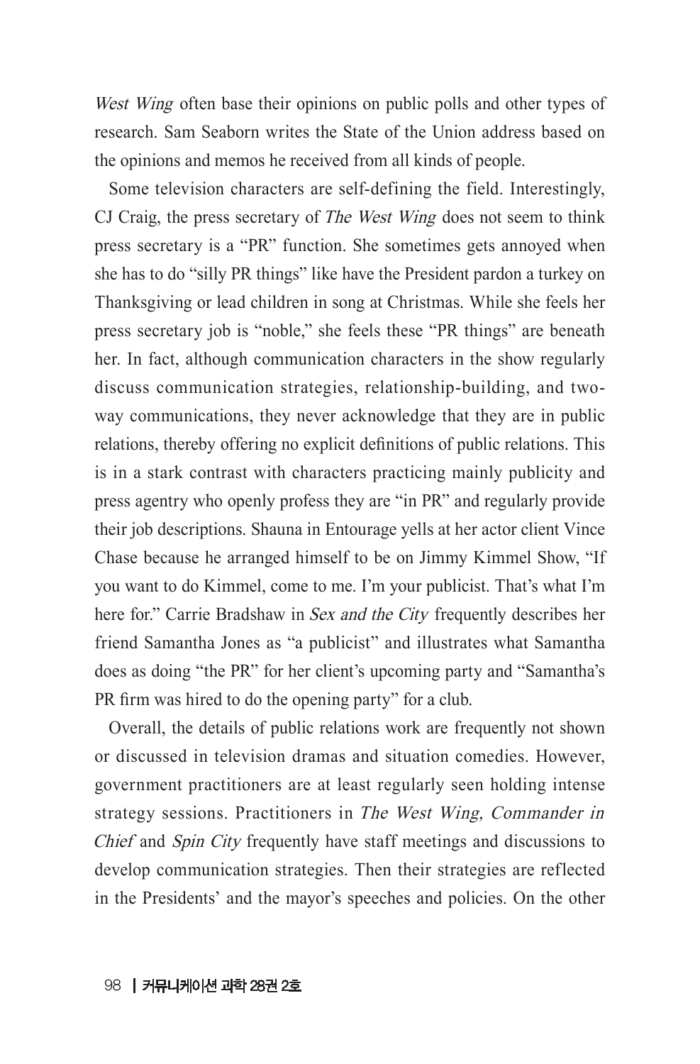*West Wing* often base their opinions on public polls and other types of research. Sam Seaborn writes the State of the Union address based on the opinions and memos he received from all kinds of people.

Some television characters are self-defining the field. Interestingly, CJ Craig, the press secretary of *The West Wing* does not seem to think press secretary is a "PR" function. She sometimes gets annoyed when she has to do "silly PR things" like have the President pardon a turkey on Thanksgiving or lead children in song at Christmas. While she feels her press secretary job is "noble," she feels these "PR things" are beneath her. In fact, although communication characters in the show regularly discuss communication strategies, relationship-building, and two-way communications, they never acknowledge that they are in public relations, thereby offering no explicit definitions of public relations. This is in a stark contrast with characters practicing mainly publicity and press agentry who openly profess they are "in PR" and regularly provide their job descriptions. Shauna in Entourage yells at her actor client Vince Chase because he arranged himself to be on Jimmy Kimmel Show, "If you want to do Kimmel, come to me. I'm your publicist. That's what I'm here for." Carrie Bradshaw in *Sex and the City* frequently describes her friend Samantha Jones as "a publicist" and illustrates what Samantha does as doing "the PR" for her client's upcoming party and "Samantha's PR firm was hired to do the opening party" for a club.

Overall, the details of public relations work are frequently not shown or discussed in television dramas and situation comedies. However, government practitioners are at least regularly seen holding intense strategy sessions. Practitioners in *The West Wing, Commander in Chief* and *Spin City* frequently have staff meetings and discussions to develop communication strategies. Then their strategies are reflected in the Presidents' and the mayor's speeches and policies. On the other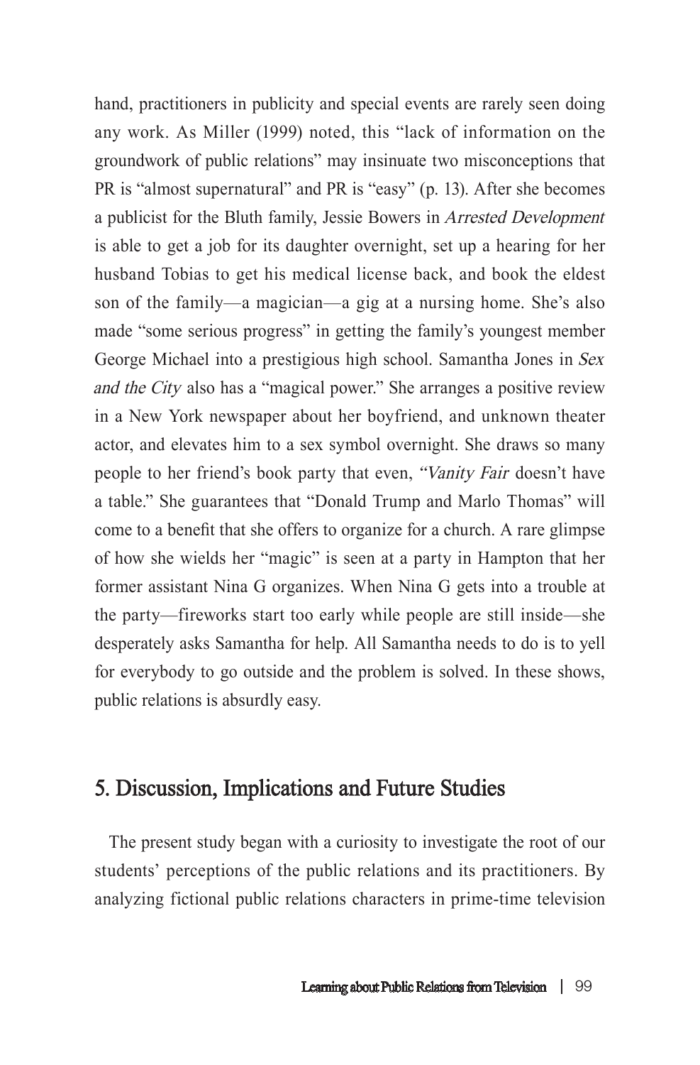hand, practitioners in publicity and special events are rarely seen doing any work. As Miller (1999) noted, this "lack of information on the groundwork of public relations" may insinuate two misconceptions that PR is "almost supernatural" and PR is "easy" (p. 13). After she becomes a publicist for the Bluth family, Jessie Bowers in *Arrested Development* is able to get a job for its daughter overnight, set up a hearing for her husband Tobias to get his medical license back, and book the eldest son of the family—a magician—a gig at a nursing home. She's also made "some serious progress" in getting the family's youngest member George Michael into a prestigious high school. Samantha Jones in *Sex and the City* also has a "magical power." She arranges a positive review in a New York newspaper about her boyfriend, and unknown theater actor, and elevates him to a sex symbol overnight. She draws so many people to her friend's book party that even, "*Vanity Fair* doesn't have a table." She guarantees that "Donald Trump and Marlo Thomas" will come to a benefit that she offers to organize for a church. A rare glimpse of how she wields her "magic" is seen at a party in Hampton that her former assistant Nina G organizes. When Nina G gets into a trouble at the party—fireworks start too early while people are still inside—she desperately asks Samantha for help. All Samantha needs to do is to yell for everybody to go outside and the problem is solved. In these shows, public relations is absurdly easy.

## 5. Discussion, Implications and Future Studies

The present study began with a curiosity to investigate the root of our students' perceptions of the public relations and its practitioners. By analyzing fictional public relations characters in prime-time television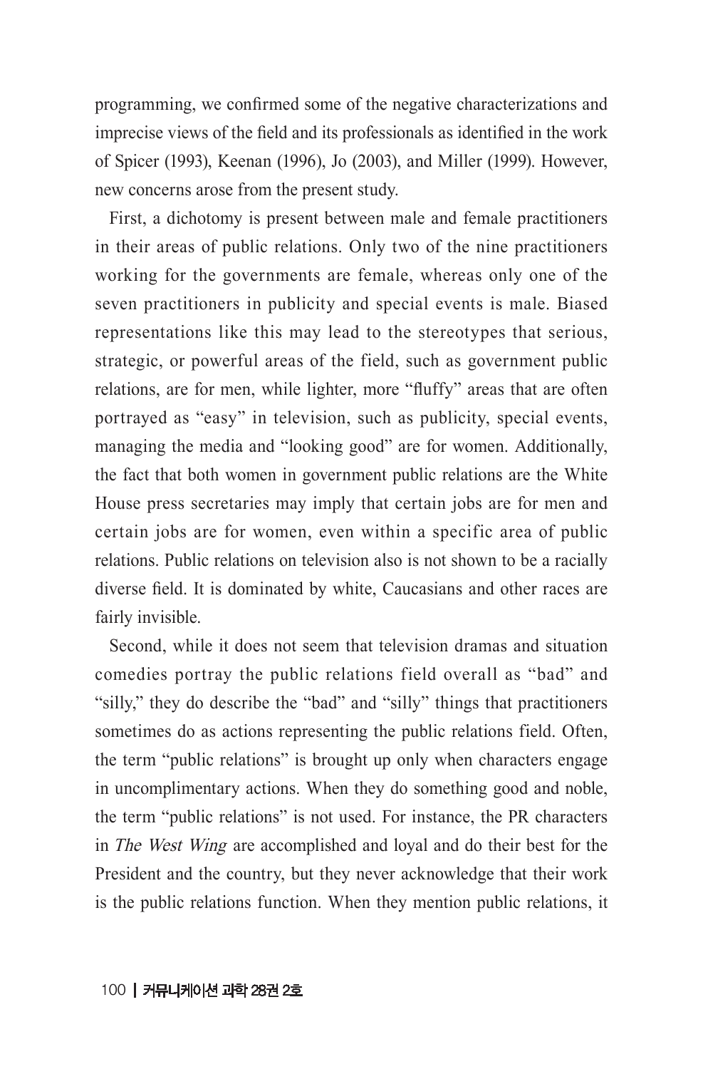programming, we confirmed some of the negative characterizations and imprecise views of the field and its professionals as identified in the work of Spicer (1993), Keenan (1996), Jo (2003), and Miller (1999). However, new concerns arose from the present study.

First, a dichotomy is present between male and female practitioners in their areas of public relations. Only two of the nine practitioners working for the governments are female, whereas only one of the seven practitioners in publicity and special events is male. Biased representations like this may lead to the stereotypes that serious, strategic, or powerful areas of the field, such as government public relations, are for men, while lighter, more "fluffy" areas that are often portrayed as "easy" in television, such as publicity, special events, managing the media and "looking good" are for women. Additionally, the fact that both women in government public relations are the White House press secretaries may imply that certain jobs are for men and certain jobs are for women, even within a specific area of public relations. Public relations on television also is not shown to be a racially diverse field. It is dominated by white, Caucasians and other races are fairly invisible.

Second, while it does not seem that television dramas and situation comedies portray the public relations field overall as "bad" and "silly," they do describe the "bad" and "silly" things that practitioners sometimes do as actions representing the public relations field. Often, the term "public relations" is brought up only when characters engage in uncomplimentary actions. When they do something good and noble, the term "public relations" is not used. For instance, the PR characters in *The West Wing* are accomplished and loyal and do their best for the President and the country, but they never acknowledge that their work is the public relations function. When they mention public relations, it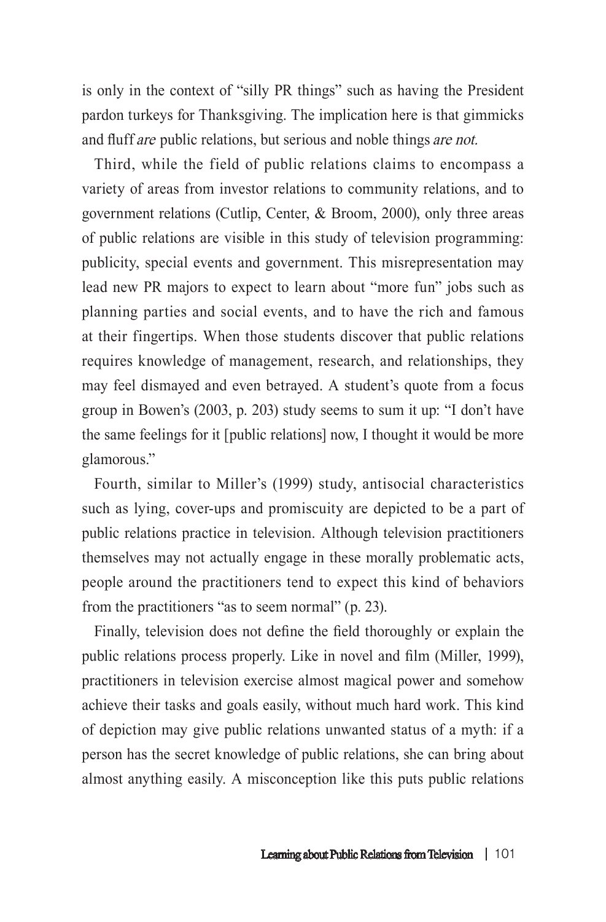is only in the context of "silly PR things" such as having the President pardon turkeys for Thanksgiving. The implication here is that gimmicks and fluff *are* public relations, but serious and noble things *are not.*

Third, while the field of public relations claims to encompass a variety of areas from investor relations to community relations, and to government relations (Cutlip, Center, & Broom, 2000), only three areas of public relations are visible in this study of television programming: publicity, special events and government. This misrepresentation may lead new PR majors to expect to learn about "more fun" jobs such as planning parties and social events, and to have the rich and famous at their fingertips. When those students discover that public relations requires knowledge of management, research, and relationships, they may feel dismayed and even betrayed. A student's quote from a focus group in Bowen's (2003, p. 203) study seems to sum it up: "I don't have the same feelings for it [public relations] now, I thought it would be more glamorous."

Fourth, similar to Miller's (1999) study, antisocial characteristics such as lying, cover-ups and promiscuity are depicted to be a part of public relations practice in television. Although television practitioners themselves may not actually engage in these morally problematic acts, people around the practitioners tend to expect this kind of behaviors from the practitioners "as to seem normal" (p. 23).

Finally, television does not define the field thoroughly or explain the public relations process properly. Like in novel and film (Miller, 1999), practitioners in television exercise almost magical power and somehow achieve their tasks and goals easily, without much hard work. This kind of depiction may give public relations unwanted status of a myth: if a person has the secret knowledge of public relations, she can bring about almost anything easily. A misconception like this puts public relations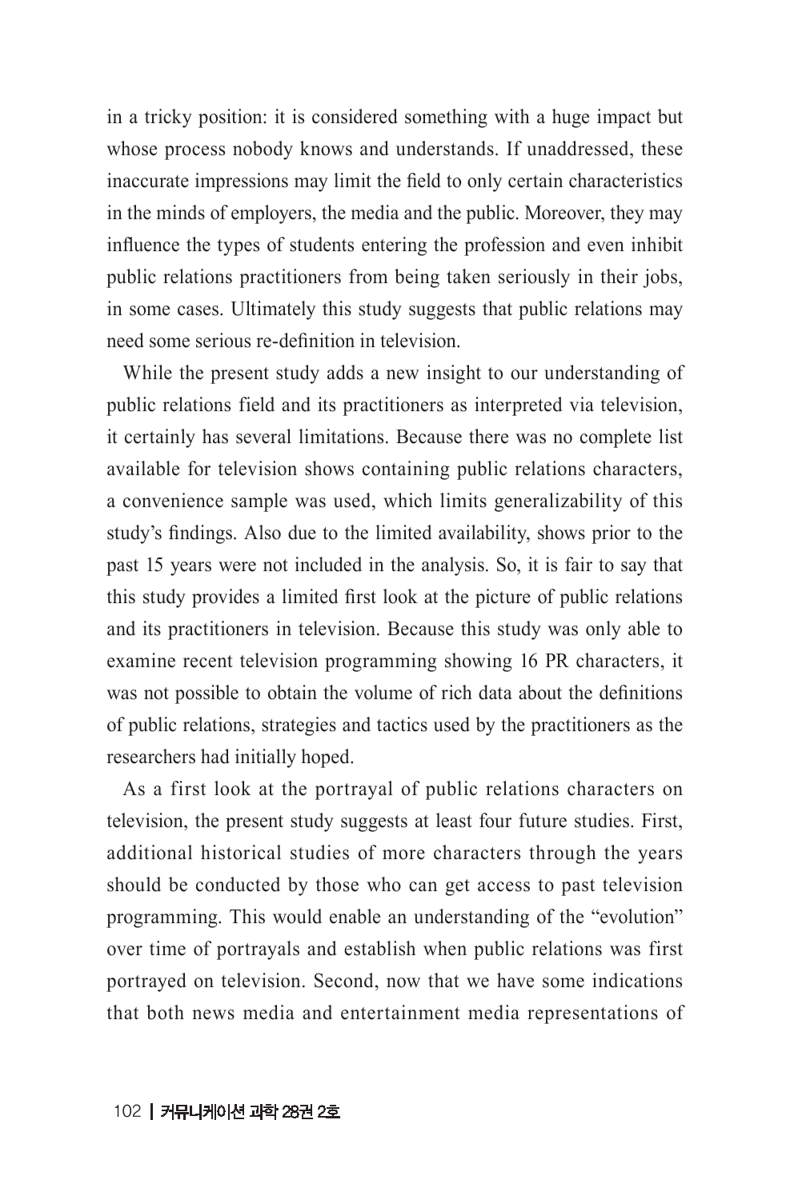in a tricky position: it is considered something with a huge impact but whose process nobody knows and understands. If unaddressed, these inaccurate impressions may limit the field to only certain characteristics in the minds of employers, the media and the public. Moreover, they may influence the types of students entering the profession and even inhibit public relations practitioners from being taken seriously in their jobs, in some cases. Ultimately this study suggests that public relations may need some serious re-definition in television.

While the present study adds a new insight to our understanding of public relations field and its practitioners as interpreted via television, it certainly has several limitations. Because there was no complete list available for television shows containing public relations characters, a convenience sample was used, which limits generalizability of this study's findings. Also due to the limited availability, shows prior to the past 15 years were not included in the analysis. So, it is fair to say that this study provides a limited first look at the picture of public relations and its practitioners in television. Because this study was only able to examine recent television programming showing 16 PR characters, it was not possible to obtain the volume of rich data about the definitions of public relations, strategies and tactics used by the practitioners as the researchers had initially hoped.

As a first look at the portrayal of public relations characters on television, the present study suggests at least four future studies. First, additional historical studies of more characters through the years should be conducted by those who can get access to past television programming. This would enable an understanding of the "evolution" over time of portrayals and establish when public relations was first portrayed on television. Second, now that we have some indications that both news media and entertainment media representations of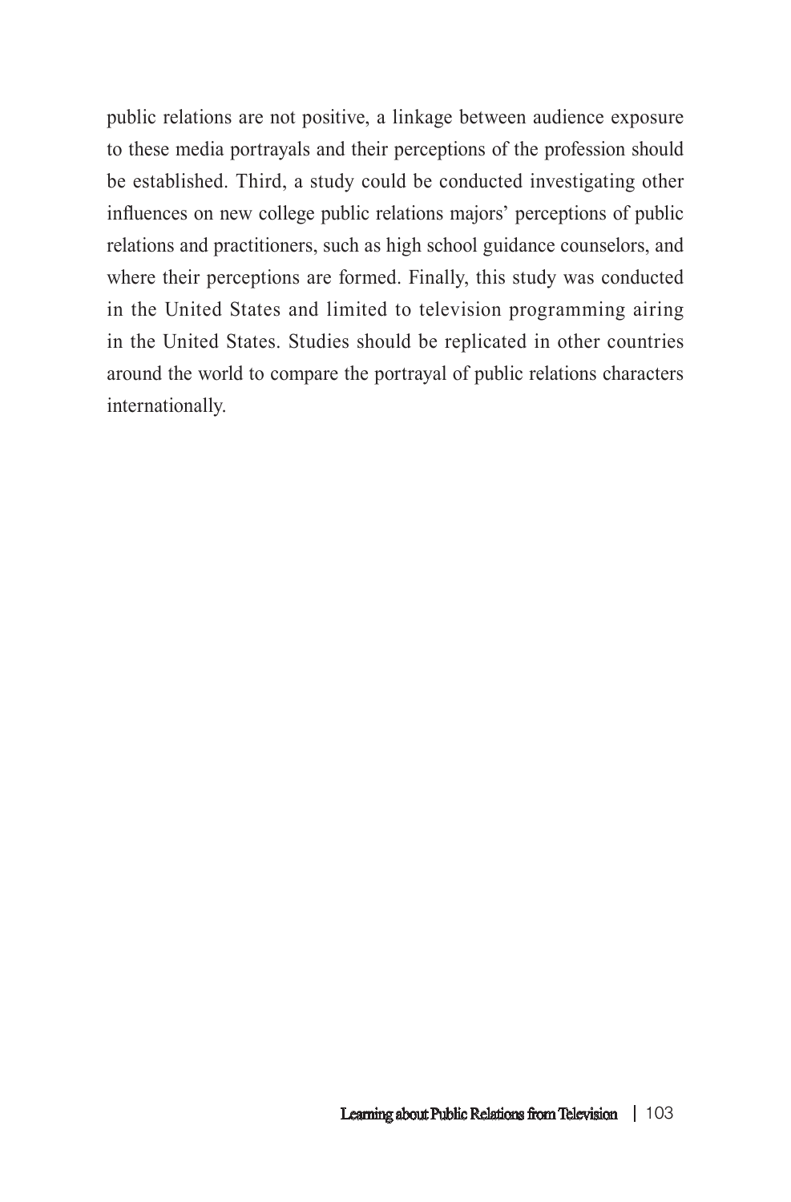public relations are not positive, a linkage between audience exposure to these media portrayals and their perceptions of the profession should be established. Third, a study could be conducted investigating other influences on new college public relations majors' perceptions of public relations and practitioners, such as high school guidance counselors, and where their perceptions are formed. Finally, this study was conducted in the United States and limited to television programming airing in the United States. Studies should be replicated in other countries around the world to compare the portrayal of public relations characters internationally.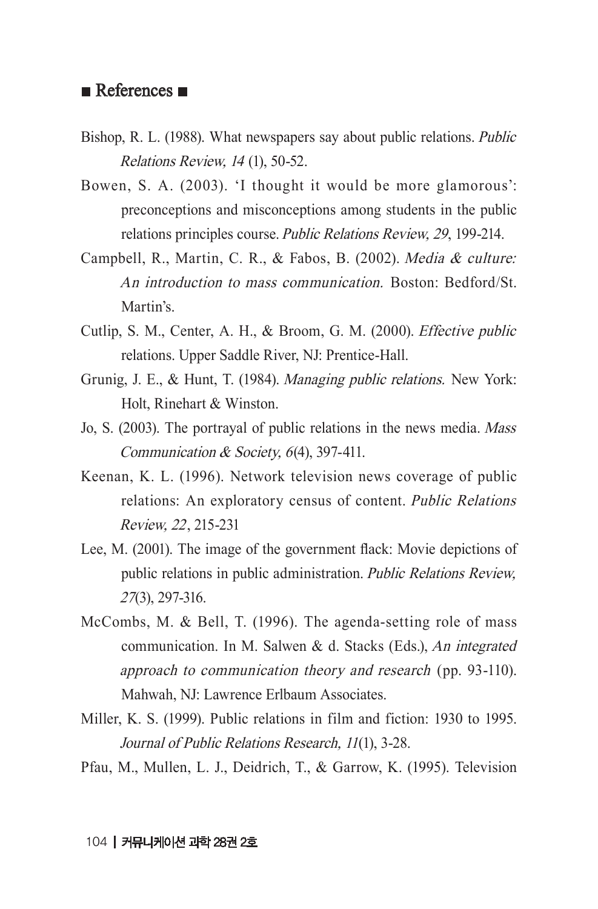## ■ References ■

Bishop, R. L. (1988). What newspapers say about public relations. *Public Relations Review, 14* (1), 50-52.

Bowen, S. A. (2003). 'I thought it would be more glamorous': preconceptions and misconceptions among students in the public relations principles course. *Public Relations Review, 29*, 199-214.

Campbell, R., Martin, C. R., & Fabos, B. (2002). *Media & culture: An introduction to mass communication.* Boston: Bedford/St. Martin's.

Cutlip, S. M., Center, A. H., & Broom, G. M. (2000). *Effective public* relations. Upper Saddle River, NJ: Prentice-Hall.

Grunig, J. E., & Hunt, T. (1984). *Managing public relations.* New York: Holt, Rinehart & Winston.

Jo, S. (2003). The portrayal of public relations in the news media. *Mass Communication & Society, 6*(4), 397-411.

Keenan, K. L. (1996). Network television news coverage of public relations: An exploratory census of content. *Public Relations Review, 22*, 215-231

Lee, M. (2001). The image of the government flack: Movie depictions of public relations in public administration. *Public Relations Review, 27*(3), 297-316.

McCombs, M. & Bell, T. (1996). The agenda-setting role of mass communication. In M. Salwen & d. Stacks (Eds.), *An integrated approach to communication theory and research* (pp. 93-110). Mahwah, NJ: Lawrence Erlbaum Associates.

Miller, K. S. (1999). Public relations in film and fiction: 1930 to 1995. *Journal of Public Relations Research, 11*(1), 3-28.

Pfau, M., Mullen, L. J., Deidrich, T., & Garrow, K. (1995). Television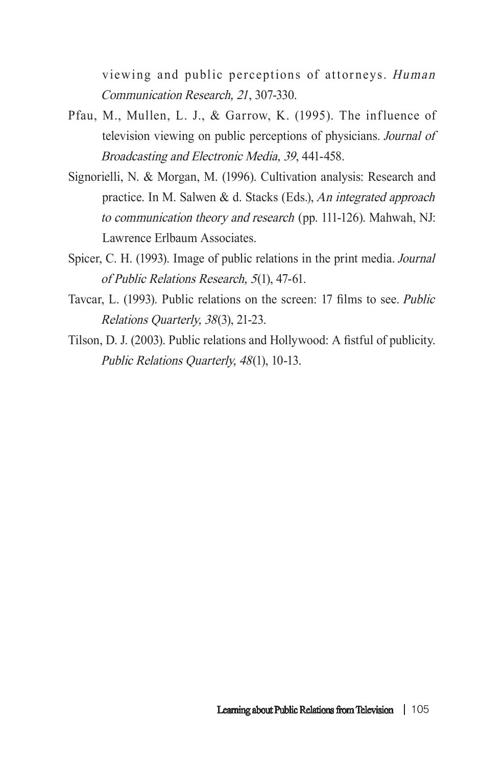viewing and public perceptions of attorneys. *Human Communication Research, 21*, 307-330.

Pfau, M., Mullen, L. J., & Garrow, K. (1995). The influence of television viewing on public perceptions of physicians. *Journal of Broadcasting and Electronic Media, 39*, 441-458.

Signorielli, N. & Morgan, M. (1996). Cultivation analysis: Research and practice. In M. Salwen & d. Stacks (Eds.), *An integrated approach to communication theory and research* (pp. 111-126). Mahwah, NJ: Lawrence Erlbaum Associates.

Spicer, C. H. (1993). Image of public relations in the print media. *Journal of Public Relations Research, 5*(1), 47-61.

Tavcar, L. (1993). Public relations on the screen: 17 films to see. *Public Relations Quarterly, 38*(3), 21-23.

Tilson, D. J. (2003). Public relations and Hollywood: A fistful of publicity. *Public Relations Quarterly, 48*(1), 10-13.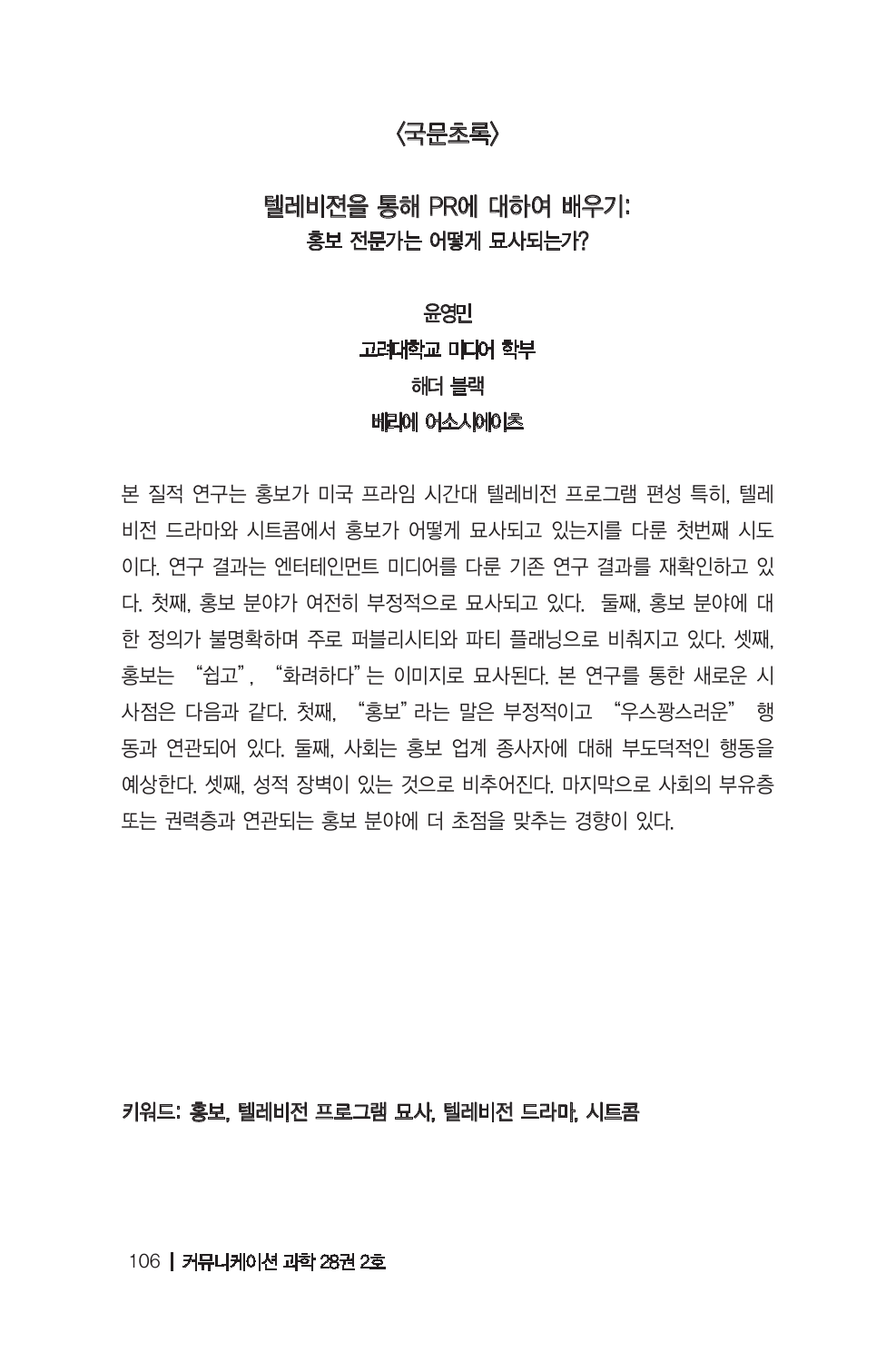## 〈국문초록〉

## 텔레비전을 통해 PR에 대하여 배우기:
### 홍보 전문가는 어떻게 묘사되는가?

**윤영민**
**고려대학교 미디어 학부**
**해더 블랙**
**베리에 어소시에이츠**

본 질적 연구는 홍보가 미국 프라임 시간대 텔레비전 프로그램 편성 특히, 텔레비전 드라마와 시트콤에서 홍보가 어떻게 묘사되고 있는지를 다룬 첫번째 시도이다. 연구 결과는 엔터테인먼트 미디어를 다룬 기존 연구 결과를 재확인하고 있다. 첫째, 홍보 분야가 여전히 부정적으로 묘사되고 있다. 둘째, 홍보 분야에 대한 정의가 불명확하며 주로 퍼블리시티와 파티 플래닝으로 비춰지고 있다. 셋째, 홍보는 "쉽고", "화려하다"는 이미지로 묘사된다. 본 연구를 통한 새로운 시사점은 다음과 같다. 첫째, "홍보"라는 말은 부정적이고 "우스꽝스러운" 행동과 연관되어 있다. 둘째, 사회는 홍보 업계 종사자에 대해 부도덕적인 행동을 예상한다. 셋째, 성적 장벽이 있는 것으로 비추어진다. 마지막으로 사회의 부유층 또는 권력층과 연관되는 홍보 분야에 더 초점을 맞추는 경향이 있다.

**키워드: 홍보, 텔레비전 프로그램 묘사, 텔레비전 드라마, 시트콤**